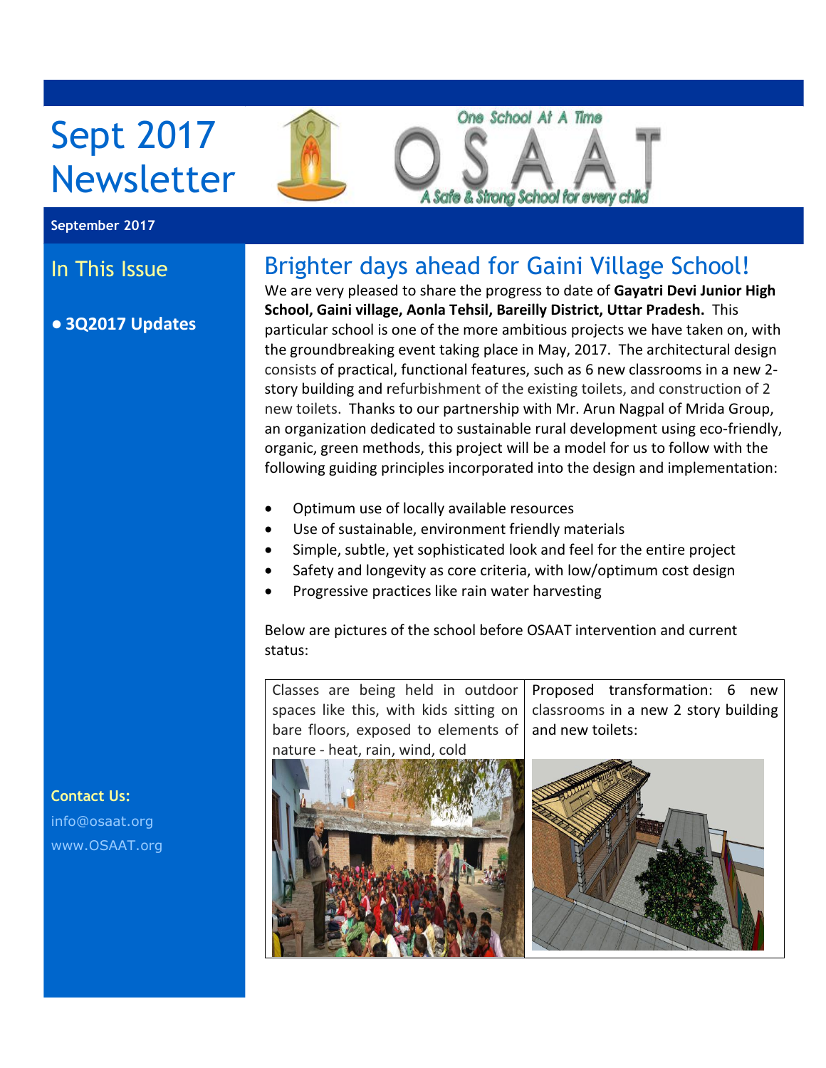# Sept 2017 Newsletter

One School At A Time

OSAAT

A Safe & Strong School for every child

**September 2017**

## In This Issue

- **3Q2017 Updates**

**Contact Us:**

info@osaat.org

www.OSAAT.org

## Brighter days ahead for Gaini Village School!

We are very pleased to share the progress to date of **Gayatri Devi Junior High School, Gaini village, Aonla Tehsil, Bareilly District, Uttar Pradesh.** This particular school is one of the more ambitious projects we have taken on, with the groundbreaking event taking place in May, 2017. The architectural design consists of practical, functional features, such as 6 new classrooms in a new 2-story building and refurbishment of the existing toilets, and construction of 2 new toilets. Thanks to our partnership with Mr. Arun Nagpal of Mrida Group, an organization dedicated to sustainable rural development using eco-friendly, organic, green methods, this project will be a model for us to follow with the following guiding principles incorporated into the design and implementation:

- Optimum use of locally available resources
- Use of sustainable, environment friendly materials
- Simple, subtle, yet sophisticated look and feel for the entire project
- Safety and longevity as core criteria, with low/optimum cost design
- Progressive practices like rain water harvesting

Below are pictures of the school before OSAAT intervention and current status:

| Classes are being held in outdoor spaces like this, with kids sitting on bare floors, exposed to elements of nature - heat, rain, wind, cold | Proposed transformation: 6 new classrooms in a new 2 story building and new toilets: |
| --- | --- |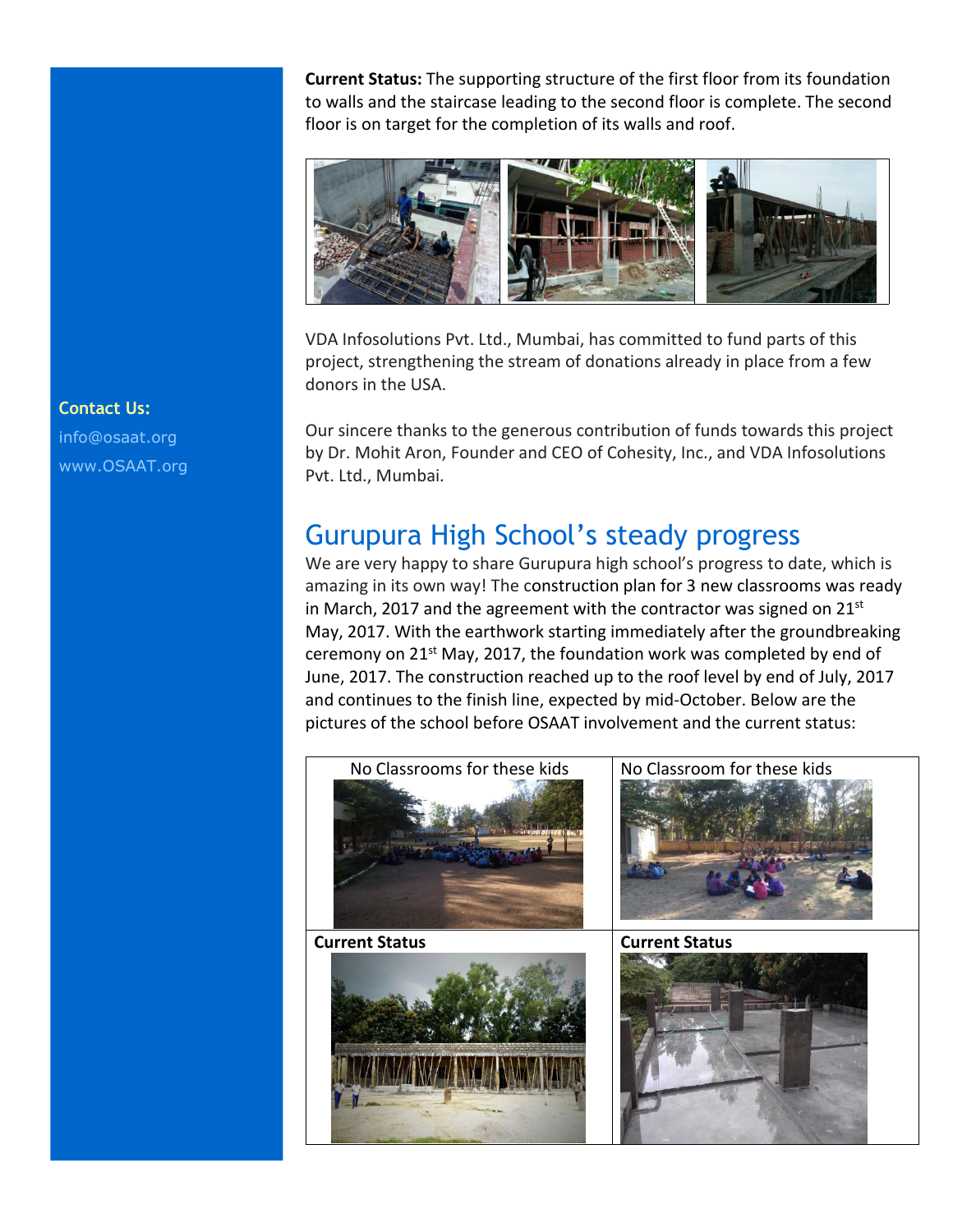**Current Status:** The supporting structure of the first floor from its foundation to walls and the staircase leading to the second floor is complete. The second floor is on target for the completion of its walls and roof.

VDA Infosolutions Pvt. Ltd., Mumbai, has committed to fund parts of this project, strengthening the stream of donations already in place from a few donors in the USA.

Our sincere thanks to the generous contribution of funds towards this project by Dr. Mohit Aron, Founder and CEO of Cohesity, Inc., and VDA Infosolutions Pvt. Ltd., Mumbai.

**Contact Us:**
info@osaat.org
www.OSAAT.org

## Gurupura High School's steady progress

We are very happy to share Gurupura high school's progress to date, which is amazing in its own way! The construction plan for 3 new classrooms was ready in March, 2017 and the agreement with the contractor was signed on 21st May, 2017. With the earthwork starting immediately after the groundbreaking ceremony on 21st May, 2017, the foundation work was completed by end of June, 2017. The construction reached up to the roof level by end of July, 2017 and continues to the finish line, expected by mid-October. Below are the pictures of the school before OSAAT involvement and the current status:

| No Classrooms for these kids | No Classroom for these kids |
| --- | --- |
| **Current Status** | **Current Status** |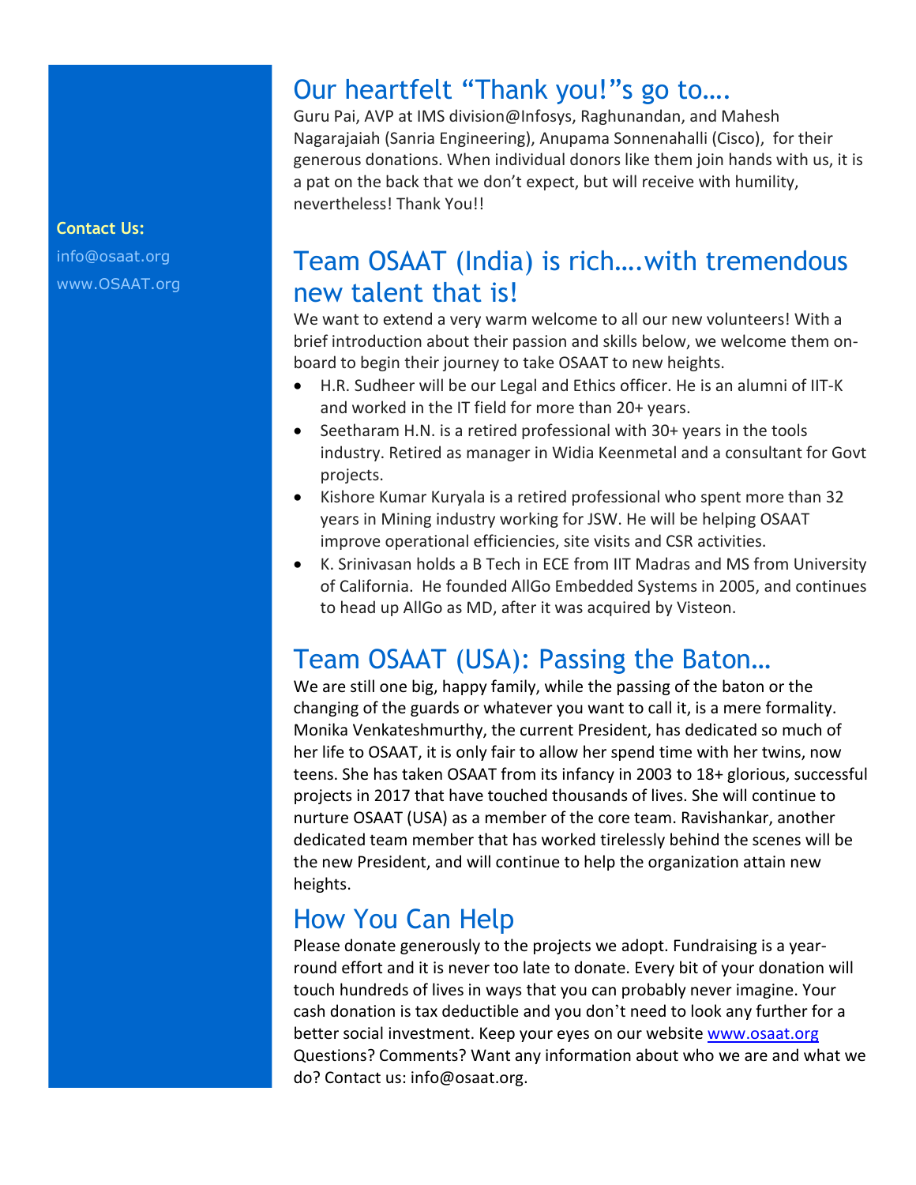**Contact Us:**

info@osaat.org

www.OSAAT.org

## Our heartfelt "Thank you!"s go to….

Guru Pai, AVP at IMS division@Infosys, Raghunandan, and Mahesh Nagarajaiah (Sanria Engineering), Anupama Sonnenahalli (Cisco), for their generous donations. When individual donors like them join hands with us, it is a pat on the back that we don't expect, but will receive with humility, nevertheless! Thank You!!

## Team OSAAT (India) is rich….with tremendous new talent that is!

We want to extend a very warm welcome to all our new volunteers! With a brief introduction about their passion and skills below, we welcome them on-board to begin their journey to take OSAAT to new heights.

- H.R. Sudheer will be our Legal and Ethics officer. He is an alumni of IIT-K and worked in the IT field for more than 20+ years.
- Seetharam H.N. is a retired professional with 30+ years in the tools industry. Retired as manager in Widia Keenmetal and a consultant for Govt projects.
- Kishore Kumar Kuryala is a retired professional who spent more than 32 years in Mining industry working for JSW. He will be helping OSAAT improve operational efficiencies, site visits and CSR activities.
- K. Srinivasan holds a B Tech in ECE from IIT Madras and MS from University of California. He founded AllGo Embedded Systems in 2005, and continues to head up AllGo as MD, after it was acquired by Visteon.

## Team OSAAT (USA): Passing the Baton…

We are still one big, happy family, while the passing of the baton or the changing of the guards or whatever you want to call it, is a mere formality. Monika Venkateshmurthy, the current President, has dedicated so much of her life to OSAAT, it is only fair to allow her spend time with her twins, now teens. She has taken OSAAT from its infancy in 2003 to 18+ glorious, successful projects in 2017 that have touched thousands of lives. She will continue to nurture OSAAT (USA) as a member of the core team. Ravishankar, another dedicated team member that has worked tirelessly behind the scenes will be the new President, and will continue to help the organization attain new heights.

## How You Can Help

Please donate generously to the projects we adopt. Fundraising is a year-round effort and it is never too late to donate. Every bit of your donation will touch hundreds of lives in ways that you can probably never imagine. Your cash donation is tax deductible and you don't need to look any further for a better social investment. Keep your eyes on our website www.osaat.org Questions? Comments? Want any information about who we are and what we do? Contact us: info@osaat.org.